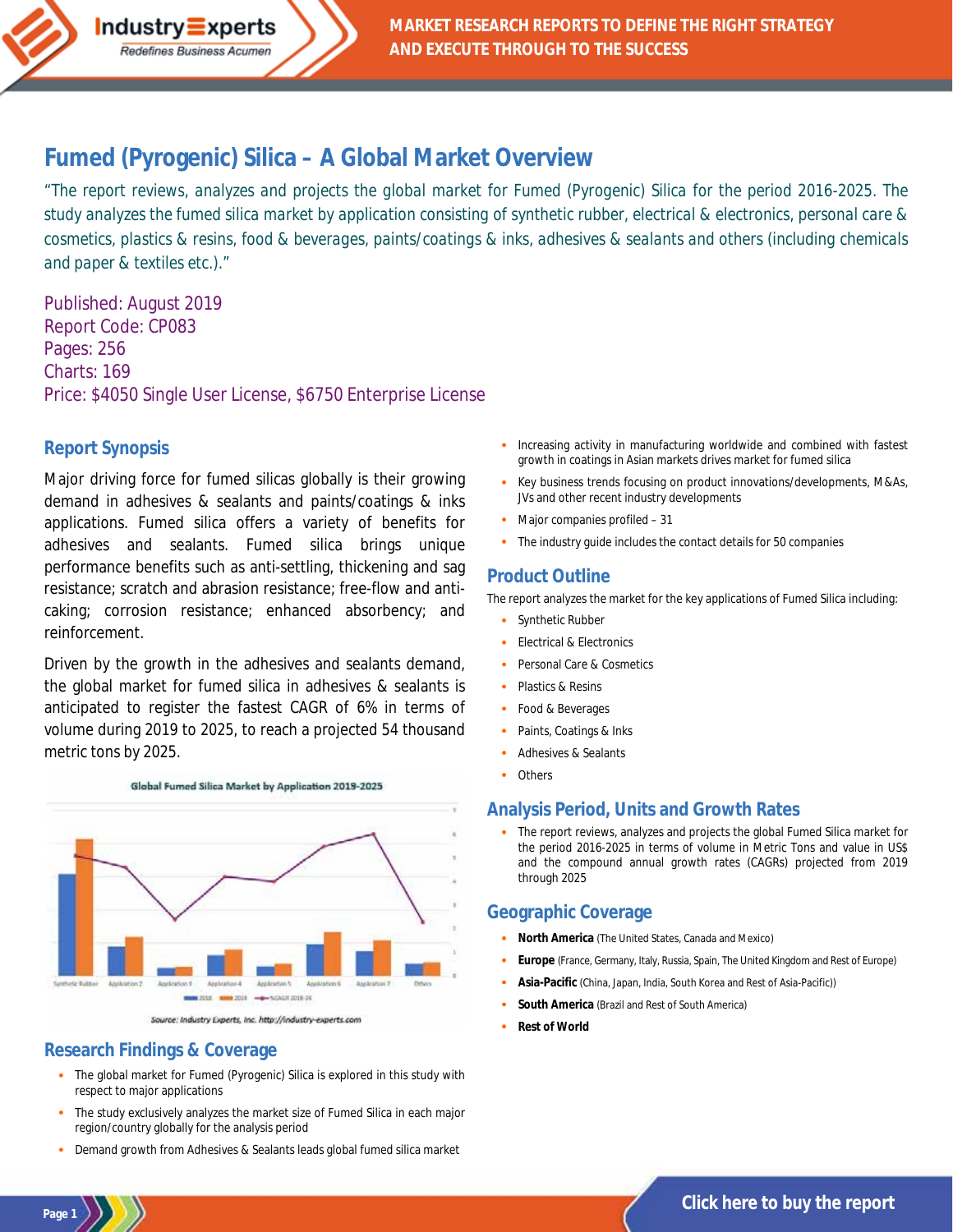# Fumed (Pyrogenic) Silica – A Global Market Overview

"The report reviews, analyzes and projects the global market for Fumed (Pyrogenic) Silica for the period 2016-2025. The study analyzes the fumed silica market by application consisting of synthetic rubber, electrical & electronics, personal care & cosmetics, plastics & resins, food & beverages, paints/coatings & inks, adhesives & sealants and others (including chemicals and paper & textiles etc.)."

Published: August 2019
Report Code: CP083
Pages: 256
Charts: 169
Price: $4050 Single User License, $6750 Enterprise License

## Report Synopsis

Major driving force for fumed silicas globally is their growing demand in adhesives & sealants and paints/coatings & inks applications. Fumed silica offers a variety of benefits for adhesives and sealants. Fumed silica brings unique performance benefits such as anti-settling, thickening and sag resistance; scratch and abrasion resistance; free-flow and anti-caking; corrosion resistance; enhanced absorbency; and reinforcement.

Driven by the growth in the adhesives and sealants demand, the global market for fumed silica in adhesives & sealants is anticipated to register the fastest CAGR of 6% in terms of volume during 2019 to 2025, to reach a projected 54 thousand metric tons by 2025.

Global Fumed Silica Market by Application 2019-2025

Source: Industry Experts, Inc. http://industry-experts.com

## Research Findings & Coverage

- The global market for Fumed (Pyrogenic) Silica is explored in this study with respect to major applications
- The study exclusively analyzes the market size of Fumed Silica in each major region/country globally for the analysis period
- Demand growth from Adhesives & Sealants leads global fumed silica market
- Increasing activity in manufacturing worldwide and combined with fastest growth in coatings in Asian markets drives market for fumed silica
- Key business trends focusing on product innovations/developments, M&As, JVs and other recent industry developments
- Major companies profiled – 31
- The industry guide includes the contact details for 50 companies

## Product Outline

The report analyzes the market for the key applications of Fumed Silica including:

- Synthetic Rubber
- Electrical & Electronics
- Personal Care & Cosmetics
- Plastics & Resins
- Food & Beverages
- Paints, Coatings & Inks
- Adhesives & Sealants
- Others

## Analysis Period, Units and Growth Rates

- The report reviews, analyzes and projects the global Fumed Silica market for the period 2016-2025 in terms of volume in Metric Tons and value in US$ and the compound annual growth rates (CAGRs) projected from 2019 through 2025

## Geographic Coverage

- **North America** (The United States, Canada and Mexico)
- **Europe** (France, Germany, Italy, Russia, Spain, The United Kingdom and Rest of Europe)
- **Asia-Pacific** (China, Japan, India, South Korea and Rest of Asia-Pacific))
- **South America** (Brazil and Rest of South America)
- **Rest of World**

Click here to buy the report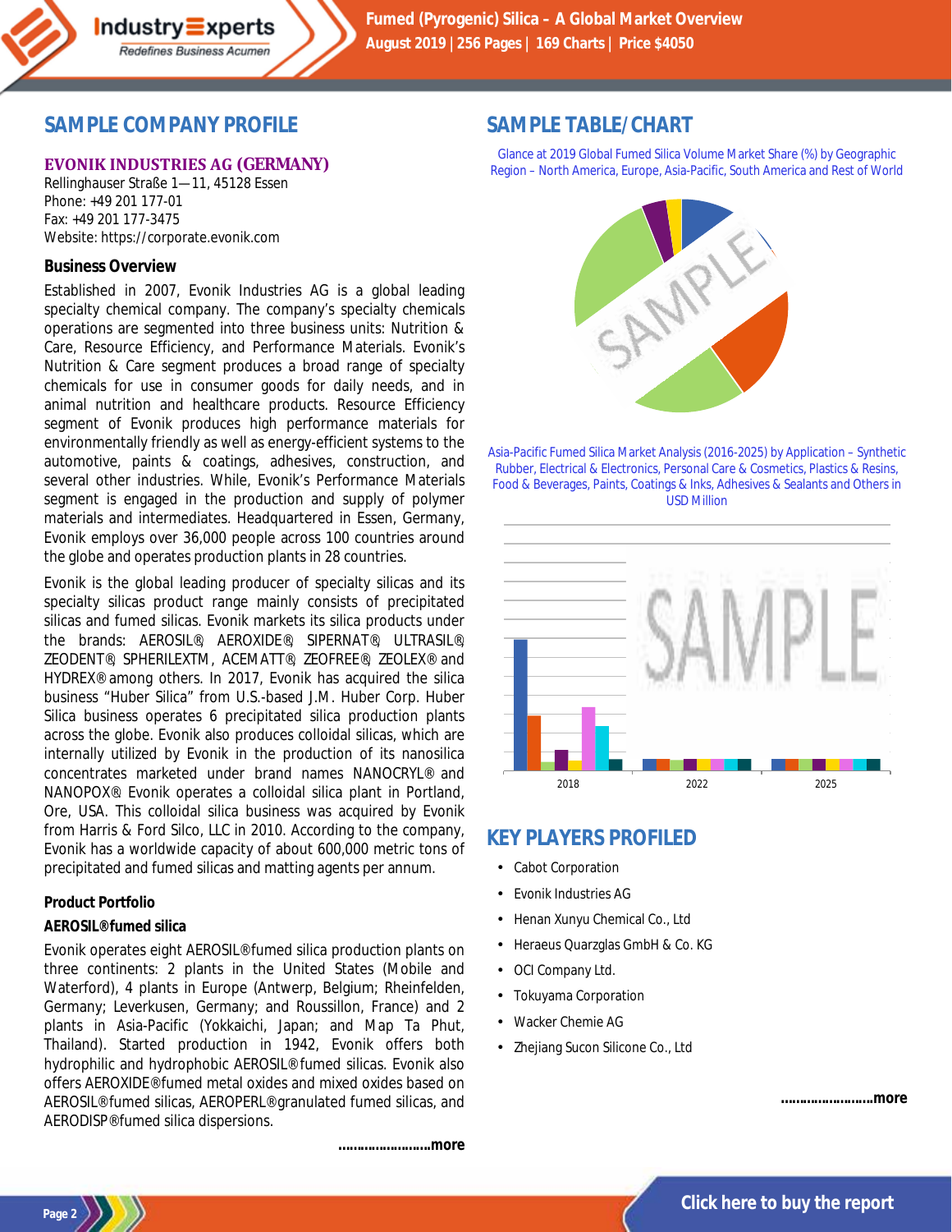## SAMPLE COMPANY PROFILE

### EVONIK INDUSTRIES AG (GERMANY)

Rellinghauser Straße 1—11, 45128 Essen
Phone: +49 201 177-01
Fax: +49 201 177-3475
Website: https://corporate.evonik.com

**Business Overview**

Established in 2007, Evonik Industries AG is a global leading specialty chemical company. The company's specialty chemicals operations are segmented into three business units: Nutrition & Care, Resource Efficiency, and Performance Materials. Evonik's Nutrition & Care segment produces a broad range of specialty chemicals for use in consumer goods for daily needs, and in animal nutrition and healthcare products. Resource Efficiency segment of Evonik produces high performance materials for environmentally friendly as well as energy-efficient systems to the automotive, paints & coatings, adhesives, construction, and several other industries. While, Evonik's Performance Materials segment is engaged in the production and supply of polymer materials and intermediates. Headquartered in Essen, Germany, Evonik employs over 36,000 people across 100 countries around the globe and operates production plants in 28 countries.

Evonik is the global leading producer of specialty silicas and its specialty silicas product range mainly consists of precipitated silicas and fumed silicas. Evonik markets its silica products under the brands: AEROSIL®, AEROXIDE®, SIPERNAT®, ULTRASIL®, ZEODENT®, SPHERILEXTM, ACEMATT®, ZEOFREE®, ZEOLEX® and HYDREX® among others. In 2017, Evonik has acquired the silica business "Huber Silica" from U.S.-based J.M. Huber Corp. Huber Silica business operates 6 precipitated silica production plants across the globe. Evonik also produces colloidal silicas, which are internally utilized by Evonik in the production of its nanosilica concentrates marketed under brand names NANOCRYL® and NANOPOX®. Evonik operates a colloidal silica plant in Portland, Ore, USA. This colloidal silica business was acquired by Evonik from Harris & Ford Silco, LLC in 2010. According to the company, Evonik has a worldwide capacity of about 600,000 metric tons of precipitated and fumed silicas and matting agents per annum.

**Product Portfolio**

**AEROSIL® fumed silica**

Evonik operates eight AEROSIL® fumed silica production plants on three continents: 2 plants in the United States (Mobile and Waterford), 4 plants in Europe (Antwerp, Belgium; Rheinfelden, Germany; Leverkusen, Germany; and Roussillon, France) and 2 plants in Asia-Pacific (Yokkaichi, Japan; and Map Ta Phut, Thailand). Started production in 1942, Evonik offers both hydrophilic and hydrophobic AEROSIL® fumed silicas. Evonik also offers AEROXIDE® fumed metal oxides and mixed oxides based on AEROSIL® fumed silicas, AEROPERL® granulated fumed silicas, and AERODISP® fumed silica dispersions.

**……………………more**

## SAMPLE TABLE/CHART

Glance at 2019 Global Fumed Silica Volume Market Share (%) by Geographic Region – North America, Europe, Asia-Pacific, South America and Rest of World

Asia-Pacific Fumed Silica Market Analysis (2016-2025) by Application – Synthetic Rubber, Electrical & Electronics, Personal Care & Cosmetics, Plastics & Resins, Food & Beverages, Paints, Coatings & Inks, Adhesives & Sealants and Others in USD Million

## KEY PLAYERS PROFILED

- Cabot Corporation
- Evonik Industries AG
- Henan Xunyu Chemical Co., Ltd
- Heraeus Quarzglas GmbH & Co. KG
- OCI Company Ltd.
- Tokuyama Corporation
- Wacker Chemie AG
- Zhejiang Sucon Silicone Co., Ltd

**……………………more**

Click here to buy the report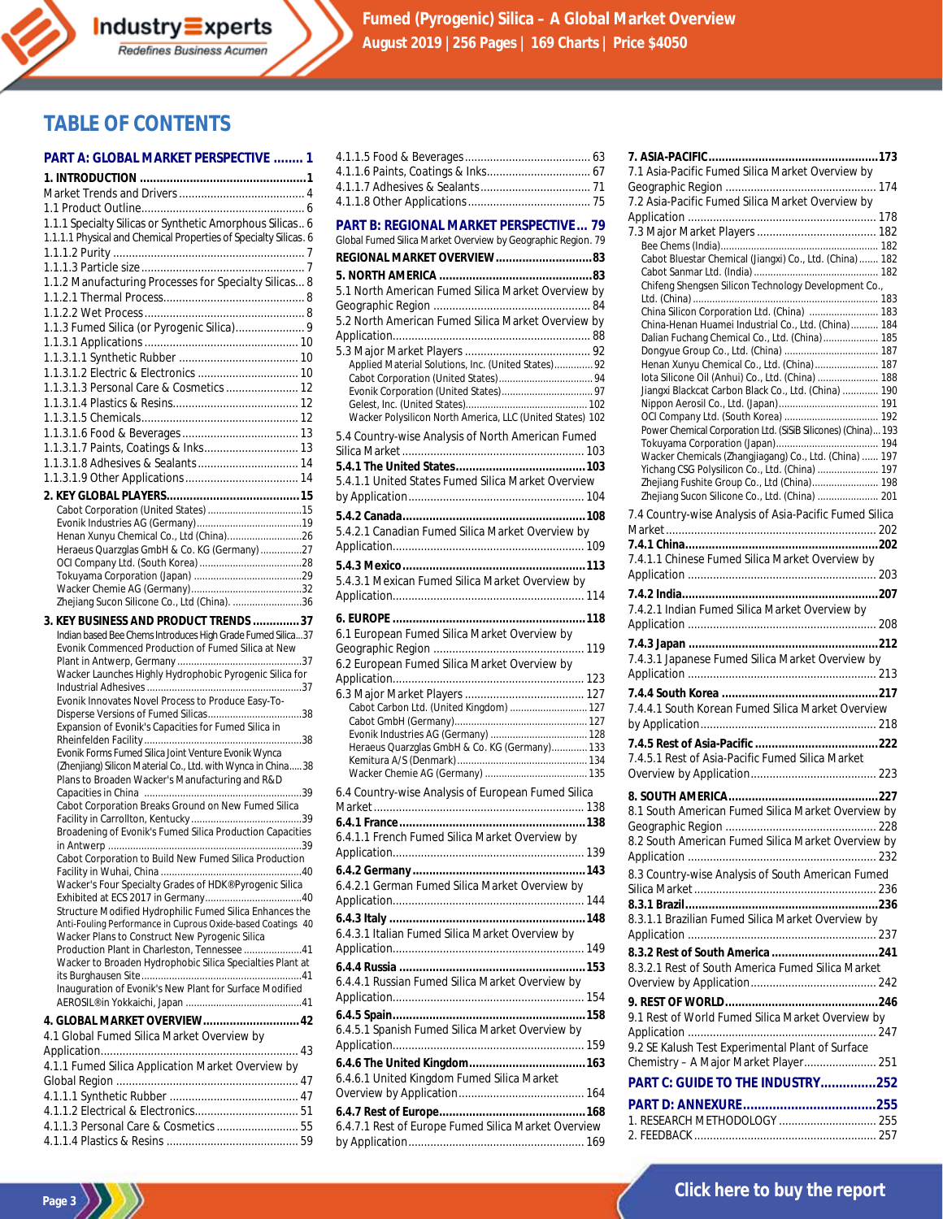# TABLE OF CONTENTS

**PART A: GLOBAL MARKET PERSPECTIVE ........ 1**

**1. INTRODUCTION .................................................1**

Market Trends and Drivers ........................................ 4
1.1 Product Outline.................................................... 6
1.1.1 Specialty Silicas or Synthetic Amorphous Silicas.. 6
1.1.1.1 Physical and Chemical Properties of Specialty Silicas.. 6
1.1.1.2 Purity ............................................................. 7
1.1.1.3 Particle size .................................................... 7
1.1.2 Manufacturing Processes for Specialty Silicas... 8
1.1.2.1 Thermal Process............................................. 8
1.1.2.2 Wet Process ................................................... 8
1.1.3 Fumed Silica (or Pyrogenic Silica)...................... 9
1.1.3.1 Applications ................................................. 10
1.1.3.1.1 Synthetic Rubber ...................................... 10
1.1.3.1.2 Electric & Electronics ................................ 10
1.1.3.1.3 Personal Care & Cosmetics ....................... 12
1.1.3.1.4 Plastics & Resins........................................ 12
1.1.3.1.5 Chemicals.................................................. 12
1.1.3.1.6 Food & Beverages ..................................... 13
1.1.3.1.7 Paints, Coatings & Inks.............................. 13
1.1.3.1.8 Adhesives & Sealants ................................ 14
1.1.3.1.9 Other Applications.................................... 14

**2. KEY GLOBAL PLAYERS........................................15**

Cabot Corporation (United States) ..................................15
Evonik Industries AG (Germany).......................................19
Henan Xunyu Chemical Co., Ltd (China)...........................26
Heraeus Quarzglas GmbH & Co. KG (Germany)...............27
OCI Company Ltd. (South Korea) .....................................28
Tokuyama Corporation (Japan) .......................................29
Wacker Chemie AG (Germany)........................................32
Zhejiang Sucon Silicone Co., Ltd (China). .........................36

**3. KEY BUSINESS AND PRODUCT TRENDS ..............37**

Indian based Bee Chems Introduces High Grade Fumed Silica...37
Evonik Commenced Production of Fumed Silica at New Plant in Antwerp, Germany .............................................37
Wacker Launches Highly Hydrophobic Pyrogenic Silica for Industrial Adhesives ........................................................37
Evonik Innovates Novel Process to Produce Easy-To-Disperse Versions of Fumed Silicas..................................38
Expansion of Evonik's Capacities for Fumed Silica in Rheinfelden Facility .........................................................38
Evonik Forms Fumed Silica Joint Venture Evonik Wynca (Zhenjiang) Silicon Material Co., Ltd. with Wynca in China.....38
Plans to Broaden Wacker's Manufacturing and R&D Capacities in China .........................................................39
Cabot Corporation Breaks Ground on New Fumed Silica Facility in Carrollton, Kentucky........................................39
Broadening of Evonik's Fumed Silica Production Capacities in Antwerp ......................................................................39
Cabot Corporation to Build New Fumed Silica Production Facility in Wuhai, China ...................................................40
Wacker's Four Specialty Grades of HDK®Pyrogenic Silica Exhibited at ECS 2017 in Germany...................................40
Structure Modified Hydrophilic Fumed Silica Enhances the Anti-Fouling Performance in Cuprous Oxide-based Coatings 40
Wacker Plans to Construct New Pyrogenic Silica Production Plant in Charleston, Tennessee .....................41
Wacker to Broaden Hydrophobic Silica Specialties Plant at its Burghausen Site..........................................................41
Inauguration of Evonik's New Plant for Surface Modified AEROSIL®in Yokkaichi, Japan ..........................................41

**4. GLOBAL MARKET OVERVIEW.............................42**

4.1 Global Fumed Silica Market Overview by Application............................................................... 43
4.1.1 Fumed Silica Application Market Overview by Global Region ......................................................... 47
4.1.1.1 Synthetic Rubber ......................................... 47
4.1.1.2 Electrical & Electronics................................. 51
4.1.1.3 Personal Care & Cosmetics .......................... 55
4.1.1.4 Plastics & Resins .......................................... 59
4.1.1.5 Food & Beverages........................................ 63
4.1.1.6 Paints, Coatings & Inks................................ 67
4.1.1.7 Adhesives & Sealants................................... 71
4.1.1.8 Other Applications....................................... 75

**PART B: REGIONAL MARKET PERSPECTIVE... 79**

Global Fumed Silica Market Overview by Geographic Region. 79

**REGIONAL MARKET OVERVIEW.............................83**

**5. NORTH AMERICA .............................................83**

5.1 North American Fumed Silica Market Overview by Geographic Region .................................................. 84
5.2 North American Fumed Silica Market Overview by Application............................................................... 88
5.3 Major Market Players ........................................ 92
Applied Material Solutions, Inc. (United States).............. 92
Cabot Corporation (United States).................................. 94
Evonik Corporation (United States)................................. 97
Gelest, Inc. (United States)............................................ 102
Wacker Polysilicon North America, LLC (United States) 102
5.4 Country-wise Analysis of North American Fumed Silica Market .......................................................... 103

**5.4.1 The United States.......................................103**

5.4.1.1 United States Fumed Silica Market Overview by Application....................................................... 104

**5.4.2 Canada.......................................................108**

5.4.2.1 Canadian Fumed Silica Market Overview by Application............................................................ 109

**5.4.3 Mexico.......................................................113**

5.4.3.1 Mexican Fumed Silica Market Overview by Application............................................................ 114

**6. EUROPE ..........................................................118**

6.1 European Fumed Silica Market Overview by Geographic Region ................................................ 119
6.2 European Fumed Silica Market Overview by Application............................................................ 123
6.3 Major Market Players ...................................... 127
Cabot Carbon Ltd. (United Kingdom) ............................ 127
Cabot GmbH (Germany)................................................ 127
Evonik Industries AG (Germany) ................................... 128
Heraeus Quarzglas GmbH & Co. KG (Germany)............. 133
Kemitura A/S (Denmark)............................................... 134
Wacker Chemie AG (Germany) ..................................... 135
6.4 Country-wise Analysis of European Fumed Silica Market .................................................................. 138

**6.4.1 France.......................................................138**

6.4.1.1 French Fumed Silica Market Overview by Application............................................................ 139

**6.4.2 Germany....................................................143**

6.4.2.1 German Fumed Silica Market Overview by Application............................................................ 144

**6.4.3 Italy ...........................................................148**

6.4.3.1 Italian Fumed Silica Market Overview by Application............................................................ 149

**6.4.4 Russia .......................................................153**

6.4.4.1 Russian Fumed Silica Market Overview by Application............................................................ 154

**6.4.5 Spain.........................................................158**

6.4.5.1 Spanish Fumed Silica Market Overview by Application............................................................ 159

**6.4.6 The United Kingdom..................................163**

6.4.6.1 United Kingdom Fumed Silica Market Overview by Application....................................... 164

**6.4.7 Rest of Europe...........................................168**

6.4.7.1 Rest of Europe Fumed Silica Market Overview by Application....................................................... 169

**7. ASIA-PACIFIC...................................................173**

7.1 Asia-Pacific Fumed Silica Market Overview by Geographic Region ................................................ 174
7.2 Asia-Pacific Fumed Silica Market Overview by Application ............................................................ 178
7.3 Major Market Players ...................................... 182
Bee Chems (India)......................................................... 182
Cabot Bluestar Chemical (Jiangxi) Co., Ltd. (China)....... 182
Cabot Sanmar Ltd. (India) ............................................ 182
Chifeng Shengsen Silicon Technology Development Co., Ltd. (China) ................................................................. 183
China Silicon Corporation Ltd. (China) ......................... 183
China-Henan Huamei Industrial Co., Ltd. (China).......... 184
Dalian Fuchang Chemical Co., Ltd. (China).................... 185
Dongyue Group Co., Ltd. (China) .................................. 187
Henan Xunyu Chemical Co., Ltd. (China)....................... 187
Iota Silicone Oil (Anhui) Co., Ltd. (China) ...................... 188
Jiangxi Blackcat Carbon Black Co., Ltd. (China) ............. 190
Nippon Aerosil Co., Ltd. (Japan).................................... 191
OCI Company Ltd. (South Korea) .................................. 192
Power Chemical Corporation Ltd. (SiSiB Silicones) (China)... 193
Tokuyama Corporation (Japan)..................................... 194
Wacker Chemicals (Zhangjiagang) Co., Ltd. (China) ...... 197
Yichang CSG Polysilicon Co., Ltd. (China) ...................... 197
Zhejiang Fushite Group Co., Ltd (China)........................ 198
Zhejiang Sucon Silicone Co., Ltd. (China) ...................... 201
7.4 Country-wise Analysis of Asia-Pacific Fumed Silica Market .................................................................. 202

**7.4.1 China.........................................................202**

7.4.1.1 Chinese Fumed Silica Market Overview by Application ............................................................ 203

**7.4.2 India..........................................................207**

7.4.2.1 Indian Fumed Silica Market Overview by Application ............................................................ 208

**7.4.3 Japan ........................................................212**

7.4.3.1 Japanese Fumed Silica Market Overview by Application ............................................................ 213

**7.4.4 South Korea ...............................................217**

7.4.4.1 South Korean Fumed Silica Market Overview by Application....................................................... 218

**7.4.5 Rest of Asia-Pacific .....................................222**

7.4.5.1 Rest of Asia-Pacific Fumed Silica Market Overview by Application........................................ 223

**8. SOUTH AMERICA.............................................227**

8.1 South American Fumed Silica Market Overview by Geographic Region ................................................ 228
8.2 South American Fumed Silica Market Overview by Application ............................................................ 232
8.3 Country-wise Analysis of South American Fumed Silica Market .......................................................... 236

**8.3.1 Brazil..........................................................236**

8.3.1.1 Brazilian Fumed Silica Market Overview by Application ............................................................ 237

**8.3.2 Rest of South America ................................241**

8.3.2.1 Rest of South America Fumed Silica Market Overview by Application........................................ 242

**9. REST OF WORLD.............................................246**

9.1 Rest of World Fumed Silica Market Overview by Application ............................................................ 247
9.2 SE Kalush Test Experimental Plant of Surface Chemistry – A Major Market Player....................... 251

**PART C: GUIDE TO THE INDUSTRY...............252**

**PART D: ANNEXURE....................................255**

1. RESEARCH METHODOLOGY ............................... 255
2. FEEDBACK ......................................................... 257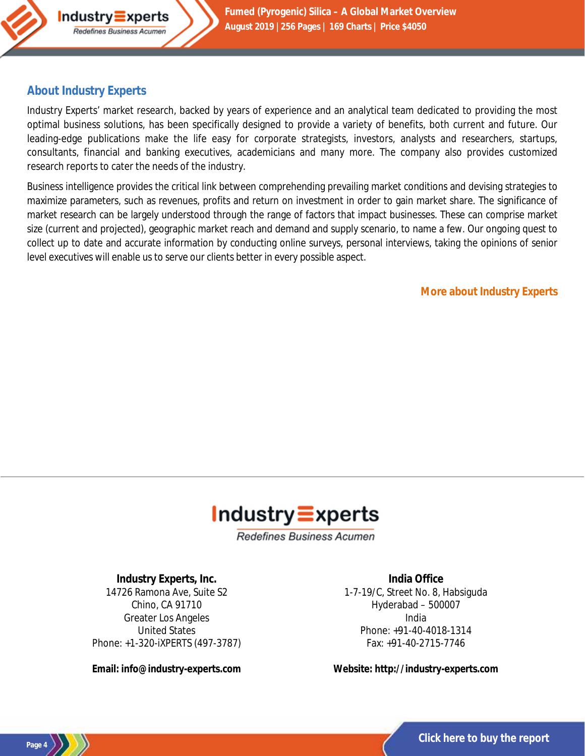## About Industry Experts

Industry Experts' market research, backed by years of experience and an analytical team dedicated to providing the most optimal business solutions, has been specifically designed to provide a variety of benefits, both current and future. Our leading-edge publications make the life easy for corporate strategists, investors, analysts and researchers, startups, consultants, financial and banking executives, academicians and many more. The company also provides customized research reports to cater the needs of the industry.

Business intelligence provides the critical link between comprehending prevailing market conditions and devising strategies to maximize parameters, such as revenues, profits and return on investment in order to gain market share. The significance of market research can be largely understood through the range of factors that impact businesses. These can comprise market size (current and projected), geographic market reach and demand and supply scenario, to name a few. Our ongoing quest to collect up to date and accurate information by conducting online surveys, personal interviews, taking the opinions of senior level executives will enable us to serve our clients better in every possible aspect.

**More about Industry Experts**

Industry Experts

*Redefines Business Acumen*

**Industry Experts, Inc.**
14726 Ramona Ave, Suite S2
Chino, CA 91710
Greater Los Angeles
United States
Phone: +1-320-iXPERTS (497-3787)

**Email: info@industry-experts.com**

**India Office**
1-7-19/C, Street No. 8, Habsiguda
Hyderabad – 500007
India
Phone: +91-40-4018-1314
Fax: +91-40-2715-7746

**Website: http://industry-experts.com**

**Click here to buy the report**